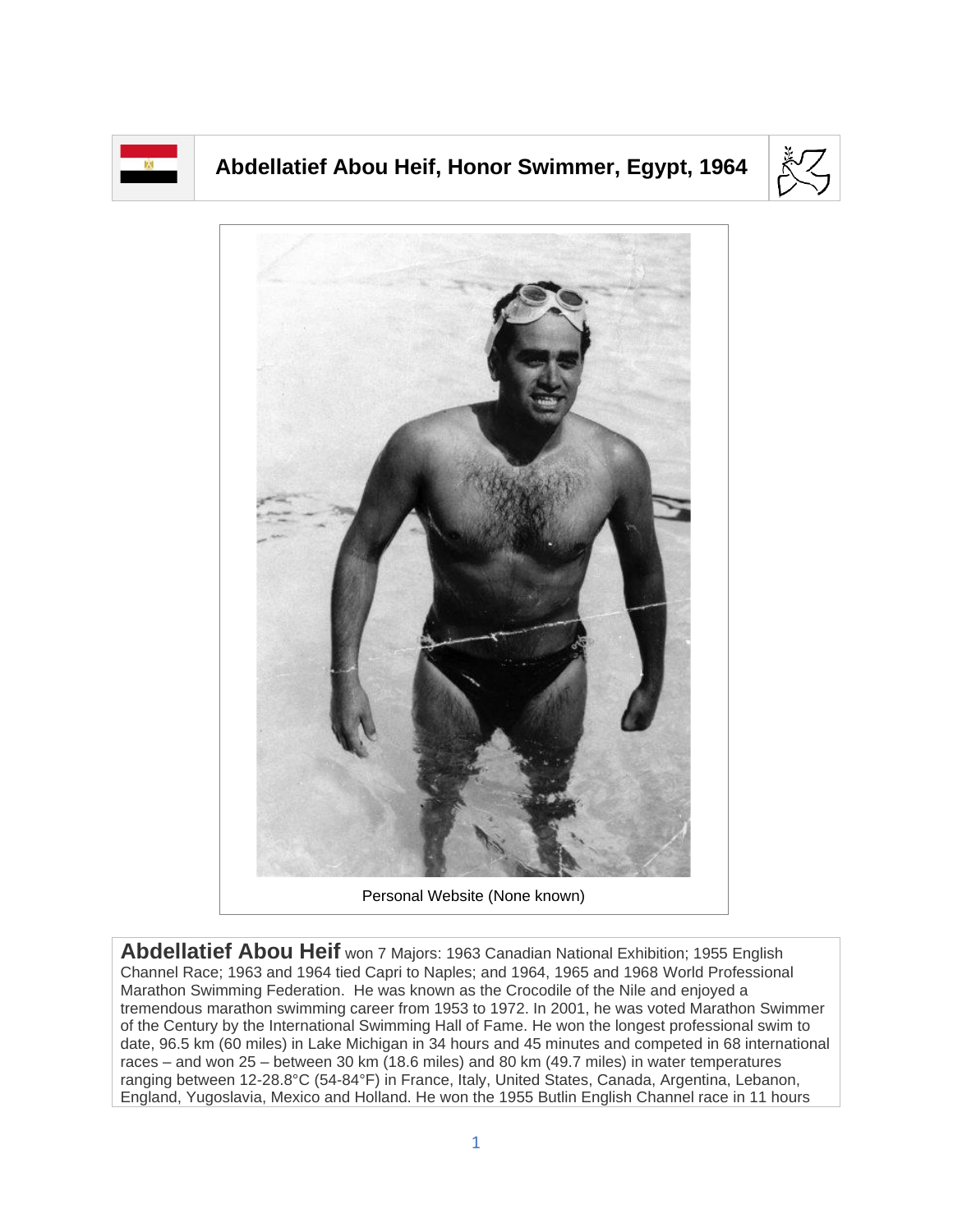# Abdellatief Abou Heif, Honor Swimmer, Egypt, 1964

Personal Website (None known)

**Abdellatief Abou Heif** won 7 Majors: 1963 Canadian National Exhibition; 1955 English Channel Race; 1963 and 1964 tied Capri to Naples; and 1964, 1965 and 1968 World Professional Marathon Swimming Federation. He was known as the Crocodile of the Nile and enjoyed a tremendous marathon swimming career from 1953 to 1972. In 2001, he was voted Marathon Swimmer of the Century by the International Swimming Hall of Fame. He won the longest professional swim to date, 96.5 km (60 miles) in Lake Michigan in 34 hours and 45 minutes and competed in 68 international races – and won 25 – between 30 km (18.6 miles) and 80 km (49.7 miles) in water temperatures ranging between 12-28.8°C (54-84°F) in France, Italy, United States, Canada, Argentina, Lebanon, England, Yugoslavia, Mexico and Holland. He won the 1955 Butlin English Channel race in 11 hours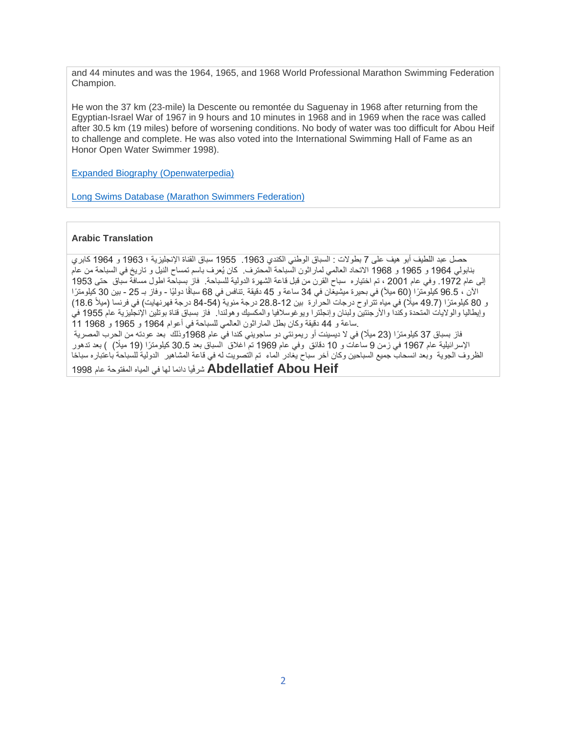and 44 minutes and was the 1964, 1965, and 1968 World Professional Marathon Swimming Federation Champion.

He won the 37 km (23-mile) la Descente ou remontée du Saguenay in 1968 after returning from the Egyptian-Israel War of 1967 in 9 hours and 10 minutes in 1968 and in 1969 when the race was called after 30.5 km (19 miles) before of worsening conditions. No body of water was too difficult for Abou Heif to challenge and complete. He was also voted into the International Swimming Hall of Fame as an Honor Open Water Swimmer 1998).

[Expanded Biography (Openwaterpedia)]

[Long Swims Database (Marathon Swimmers Federation)]

**Arabic Translation**

حصل عبد اللطيف أبو هيف على 7 بطولات : السباق الوطني الكندي 1963. 1955 سباق القناة الإنجليزية ؛ 1963 و 1964 كابري بنابولي 1964 و 1965 و 1968 الاتحاد العالمي لماراثون السباحة المحترف. كان يُعرف باسم تمساح النيل و تاريخ في السباحة من عام 1953 إلى عام 1972. وفي عام 2001 ، تم اختياره سباح القرن من قبل قاعة الشهرة الدولية للسباحة. فاز بسباحة اطول مسافة سباق حتى الآن ، 96.5 كيلومترًا (60 ميلاً) في بحيرة ميشيغان في 34 ساعة و 45 دقيقة .تنافس في 68 سباقًا دوليًا - وفاز بـ 25 - بين 30 كيلومترًا و 80 كيلومترًا (49.7 ميلًا) في مياه تتراوح درجات الحرارة بين 12-28.8 درجة مئوية (54-84 درجة فهرنهايت) في فرنسا (18.6 ميلاً) وإيطاليا والولايات المتحدة وكندا والأرجنتين ولبنان وإنجلترا ويوغوسلافيا والمكسيك وهولندا. فاز بسباق قناة بوتلين الإنجليزية عام 1955 في 11 ساعة و 44 دقيقة وكان بطل الماراثون العالمي للسباحة في أعوام 1964 و 1965 و 1968.

فاز بسباق 37 كيلومترًا (23 ميلًا) في لا ديسينت أو ريمونتي دو ساجويني كندا في عام 1968وذلك بعد عودته من الحرب المصرية الإسرائيلية عام 1967 في زمن 9 ساعات و 10 دقائق وفي عام 1969 تم اغلاق السباق بعد 30.5 كيلومترًا (19 ميلًا) بعد تدهور الظروف الجوية وبعد انسحاب جميع السباحين وكان أخر سباح يغادر الماء تم التصويت له في قاعة المشاهير الدولية للسباحة باعتباره سباحا شرفيا دائما لها في المياه المفتوحة عام 1998 **Abdellatief Abou Heif**